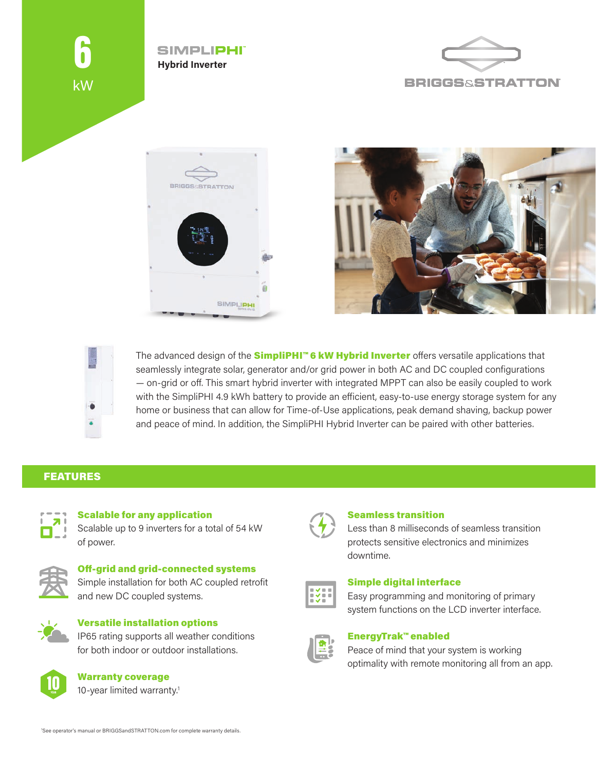# 6 kW

## SIMPLIPHI™ Hybrid Inverter

BRIGGS&STRATTON

The advanced design of the **SimpliPHI™ 6 kW Hybrid Inverter** offers versatile applications that seamlessly integrate solar, generator and/or grid power in both AC and DC coupled configurations — on-grid or off. This smart hybrid inverter with integrated MPPT can also be easily coupled to work with the SimpliPHI 4.9 kWh battery to provide an efficient, easy-to-use energy storage system for any home or business that can allow for Time-of-Use applications, peak demand shaving, backup power and peace of mind. In addition, the SimpliPHI Hybrid Inverter can be paired with other batteries.

## FEATURES

**Scalable for any application**
Scalable up to 9 inverters for a total of 54 kW of power.

**Off-grid and grid-connected systems**
Simple installation for both AC coupled retrofit and new DC coupled systems.

**Versatile installation options**
IP65 rating supports all weather conditions for both indoor or outdoor installations.

**Warranty coverage**
10-year limited warranty.[1]

**Seamless transition**
Less than 8 milliseconds of seamless transition protects sensitive electronics and minimizes downtime.

**Simple digital interface**
Easy programming and monitoring of primary system functions on the LCD inverter interface.

**EnergyTrak™ enabled**
Peace of mind that your system is working optimality with remote monitoring all from an app.

[1]See operator's manual or BRIGGSandSTRATTON.com for complete warranty details.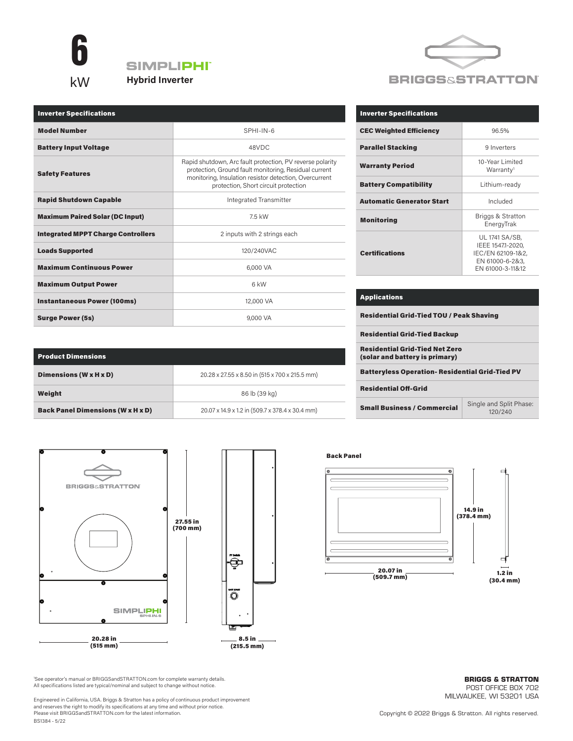# 6 kW

## SIMPLIPHI™ Hybrid Inverter

BRIGGS&STRATTON®

| Inverter Specifications | |
|---|---|
| **Model Number** | SPHI-IN-6 |
| **Battery Input Voltage** | 48VDC |
| **Safety Features** | Rapid shutdown, Arc fault protection, PV reverse polarity protection, Ground fault monitoring, Residual current monitoring, Insulation resistor detection, Overcurrent protection, Short circuit protection |
| **Rapid Shutdown Capable** | Integrated Transmitter |
| **Maximum Paired Solar (DC Input)** | 7.5 kW |
| **Integrated MPPT Charge Controllers** | 2 inputs with 2 strings each |
| **Loads Supported** | 120/240VAC |
| **Maximum Continuous Power** | 6,000 VA |
| **Maximum Output Power** | 6 kW |
| **Instantaneous Power (100ms)** | 12,000 VA |
| **Surge Power (5s)** | 9,000 VA |

| Product Dimensions | |
|---|---|
| **Dimensions (W x H x D)** | 20.28 x 27.55 x 8.50 in (515 x 700 x 215.5 mm) |
| **Weight** | 86 lb (39 kg) |
| **Back Panel Dimensions (W x H x D)** | 20.07 x 14.9 x 1.2 in (509.7 x 378.4 x 30.4 mm) |

| Inverter Specifications | |
|---|---|
| **CEC Weighted Efficiency** | 96.5% |
| **Parallel Stacking** | 9 Inverters |
| **Warranty Period** | 10-Year Limited Warranty[1] |
| **Battery Compatibility** | Lithium-ready |
| **Automatic Generator Start** | Included |
| **Monitoring** | Briggs & Stratton EnergyTrak |
| **Certifications** | UL 1741 SA/SB, IEEE 1547.1-2020, IEC/EN 62109-1&2, EN 61000-6-2&3, EN 61000-3-11&12 |

| Applications | |
|---|---|
| **Residential Grid-Tied TOU / Peak Shaving** | |
| **Residential Grid-Tied Backup** | |
| **Residential Grid-Tied Net Zero (solar and battery is primary)** | |
| **Batteryless Operation- Residential Grid-Tied PV** | |
| **Residential Off-Grid** | |
| **Small Business / Commercial** | Single and Split Phase: 120/240 |

27.55 in (700 mm)

20.28 in (515 mm)

8.5 in (215.5 mm)

Back Panel

14.9 in (378.4 mm)

20.07 in (509.7 mm)

1.2 in (30.4 mm)

[1]See operator's manual or BRIGGSandSTRATTON.com for complete warranty details.
All specifications listed are typical/nominal and subject to change without notice.

Engineered in California, USA. Briggs & Stratton has a policy of continuous product improvement and reserves the right to modify its specifications at any time and without prior notice.
Please visit BRIGGSandSTRATTON.com for the latest information.

BS1384 - 5/22

**BRIGGS & STRATTON**
POST OFFICE BOX 702
MILWAUKEE, WI 53201 USA

Copyright © 2022 Briggs & Stratton. All rights reserved.